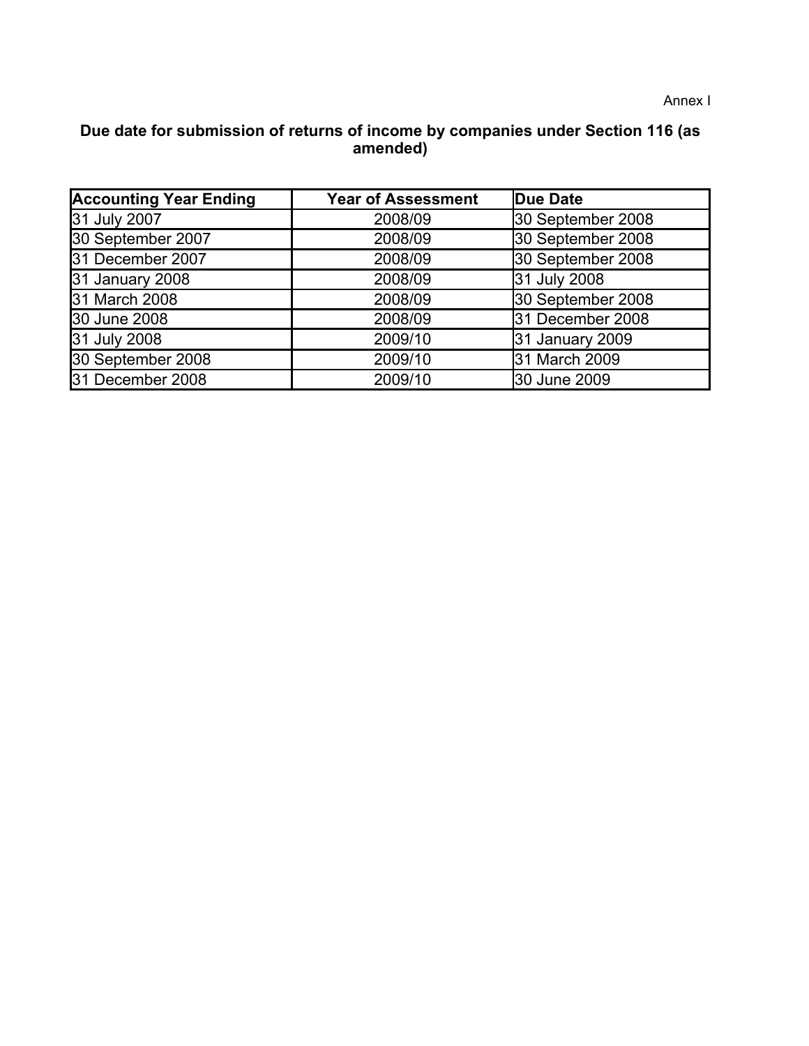Annex I

**Due date for submission of returns of income by companies under Section 116 (as amended)**

| Accounting Year Ending | Year of Assessment | Due Date |
| --- | --- | --- |
| 31 July 2007 | 2008/09 | 30 September 2008 |
| 30 September 2007 | 2008/09 | 30 September 2008 |
| 31 December 2007 | 2008/09 | 30 September 2008 |
| 31 January 2008 | 2008/09 | 31 July 2008 |
| 31 March 2008 | 2008/09 | 30 September 2008 |
| 30 June 2008 | 2008/09 | 31 December 2008 |
| 31 July 2008 | 2009/10 | 31 January 2009 |
| 30 September 2008 | 2009/10 | 31 March 2009 |
| 31 December 2008 | 2009/10 | 30 June 2009 |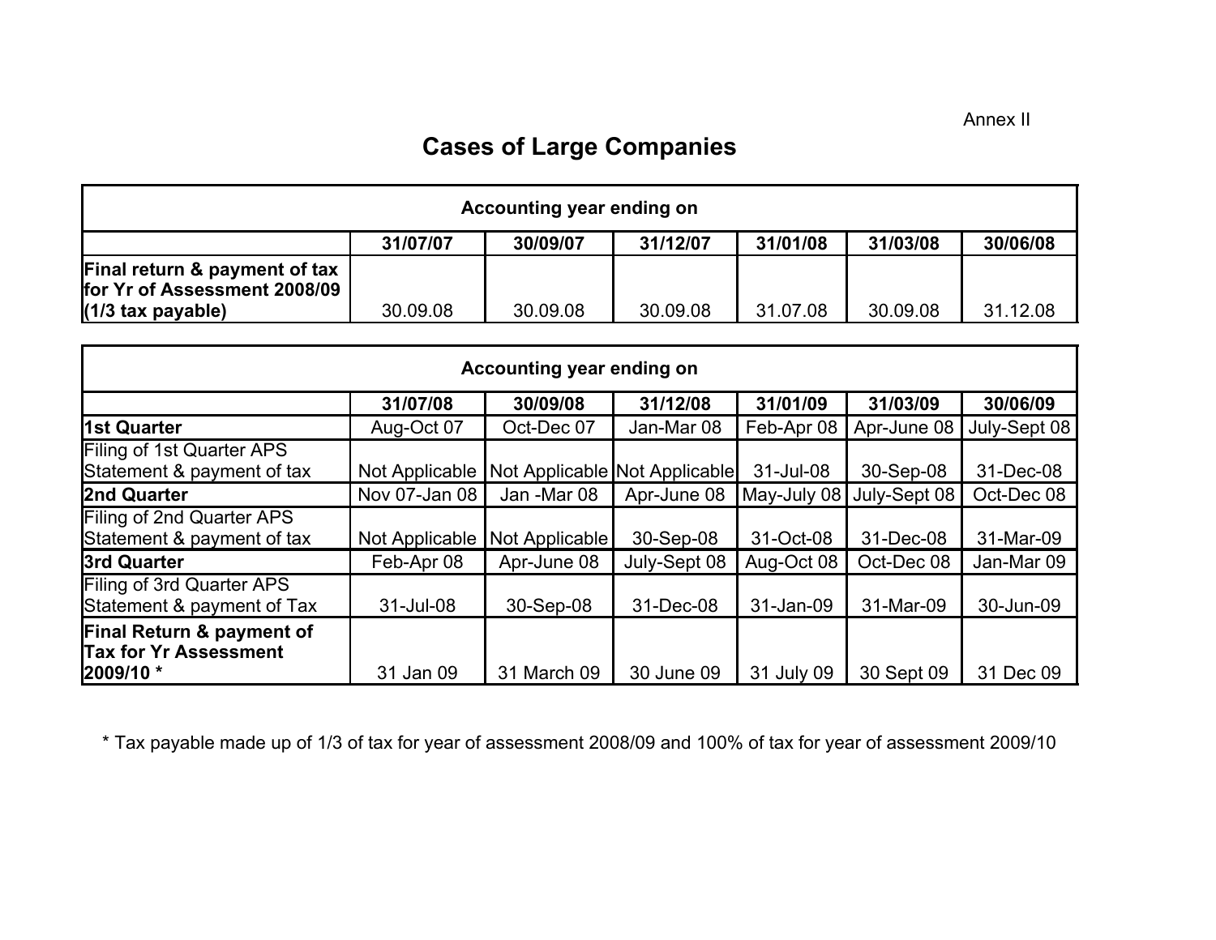Annex II

# Cases of Large Companies

| Accounting year ending on | | | | | | |
|---|---|---|---|---|---|---|
| | **31/07/07** | **30/09/07** | **31/12/07** | **31/01/08** | **31/03/08** | **30/06/08** |
| **Final return & payment of tax for Yr of Assessment 2008/09 (1/3 tax payable)** | 30.09.08 | 30.09.08 | 30.09.08 | 31.07.08 | 30.09.08 | 31.12.08 |

| Accounting year ending on | | | | | | |
|---|---|---|---|---|---|---|
| | **31/07/08** | **30/09/08** | **31/12/08** | **31/01/09** | **31/03/09** | **30/06/09** |
| **1st Quarter** | Aug-Oct 07 | Oct-Dec 07 | Jan-Mar 08 | Feb-Apr 08 | Apr-June 08 | July-Sept 08 |
| Filing of 1st Quarter APS Statement & payment of tax | Not Applicable | Not Applicable | Not Applicable | 31-Jul-08 | 30-Sep-08 | 31-Dec-08 |
| **2nd Quarter** | Nov 07-Jan 08 | Jan -Mar 08 | Apr-June 08 | May-July 08 | July-Sept 08 | Oct-Dec 08 |
| Filing of 2nd Quarter APS Statement & payment of tax | Not Applicable | Not Applicable | 30-Sep-08 | 31-Oct-08 | 31-Dec-08 | 31-Mar-09 |
| **3rd Quarter** | Feb-Apr 08 | Apr-June 08 | July-Sept 08 | Aug-Oct 08 | Oct-Dec 08 | Jan-Mar 09 |
| Filing of 3rd Quarter APS Statement & payment of Tax | 31-Jul-08 | 30-Sep-08 | 31-Dec-08 | 31-Jan-09 | 31-Mar-09 | 30-Jun-09 |
| **Final Return & payment of Tax for Yr Assessment 2009/10 *** | 31 Jan 09 | 31 March 09 | 30 June 09 | 31 July 09 | 30 Sept 09 | 31 Dec 09 |

* Tax payable made up of 1/3 of tax for year of assessment 2008/09 and 100% of tax for year of assessment 2009/10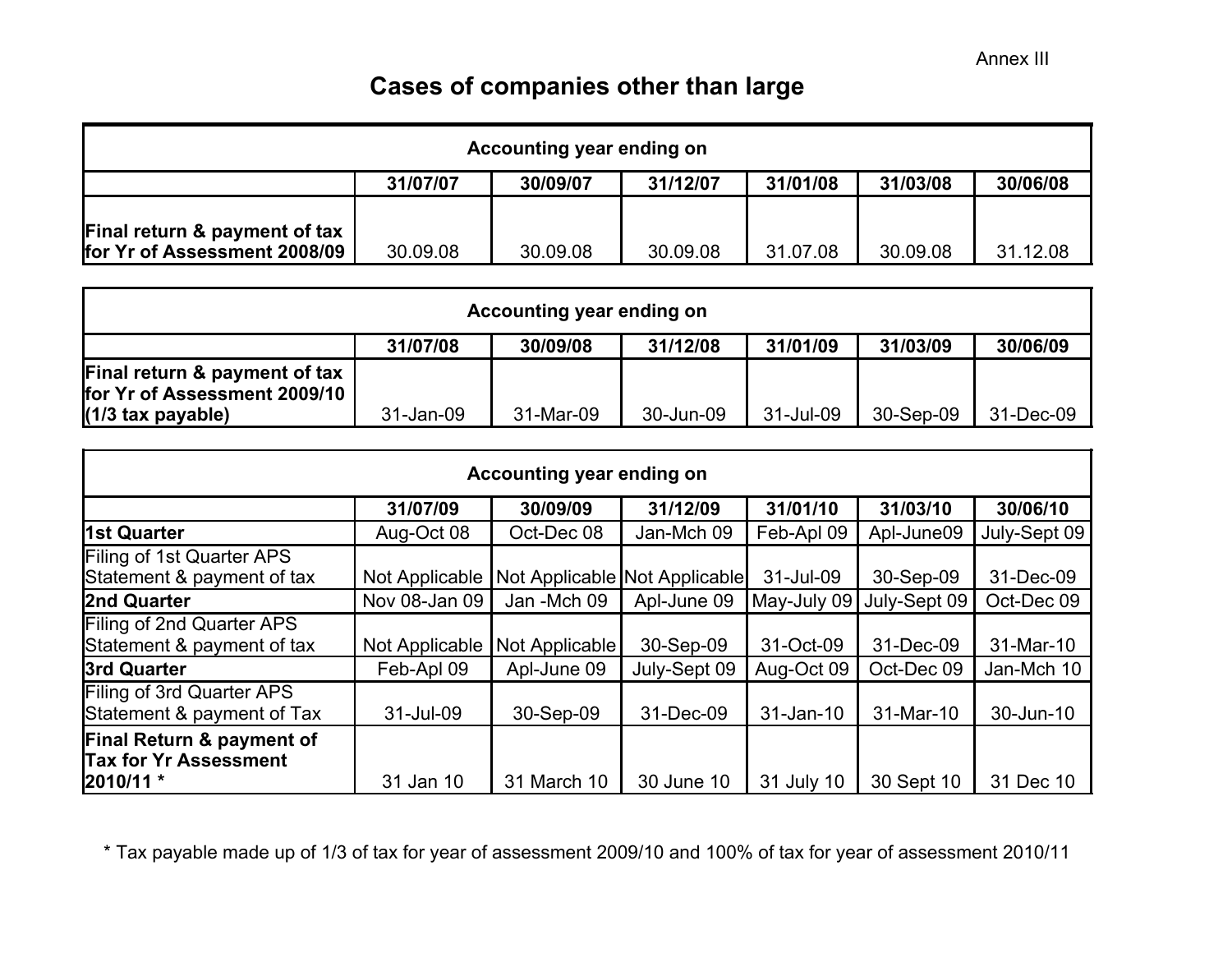Annex III

# Cases of companies other than large

| Accounting year ending on | | | | | | |
|---|---|---|---|---|---|---|
| | 31/07/07 | 30/09/07 | 31/12/07 | 31/01/08 | 31/03/08 | 30/06/08 |
| **Final return & payment of tax for Yr of Assessment 2008/09** | 30.09.08 | 30.09.08 | 30.09.08 | 31.07.08 | 30.09.08 | 31.12.08 |

| Accounting year ending on | | | | | | |
|---|---|---|---|---|---|---|
| | 31/07/08 | 30/09/08 | 31/12/08 | 31/01/09 | 31/03/09 | 30/06/09 |
| **Final return & payment of tax for Yr of Assessment 2009/10 (1/3 tax payable)** | 31-Jan-09 | 31-Mar-09 | 30-Jun-09 | 31-Jul-09 | 30-Sep-09 | 31-Dec-09 |

| Accounting year ending on | | | | | | |
|---|---|---|---|---|---|---|
| | 31/07/09 | 30/09/09 | 31/12/09 | 31/01/10 | 31/03/10 | 30/06/10 |
| **1st Quarter** | Aug-Oct 08 | Oct-Dec 08 | Jan-Mch 09 | Feb-Apl 09 | Apl-June09 | July-Sept 09 |
| Filing of 1st Quarter APS Statement & payment of tax | Not Applicable | Not Applicable | Not Applicable | 31-Jul-09 | 30-Sep-09 | 31-Dec-09 |
| **2nd Quarter** | Nov 08-Jan 09 | Jan -Mch 09 | Apl-June 09 | May-July 09 | July-Sept 09 | Oct-Dec 09 |
| Filing of 2nd Quarter APS Statement & payment of tax | Not Applicable | Not Applicable | 30-Sep-09 | 31-Oct-09 | 31-Dec-09 | 31-Mar-10 |
| **3rd Quarter** | Feb-Apl 09 | Apl-June 09 | July-Sept 09 | Aug-Oct 09 | Oct-Dec 09 | Jan-Mch 10 |
| Filing of 3rd Quarter APS Statement & payment of Tax | 31-Jul-09 | 30-Sep-09 | 31-Dec-09 | 31-Jan-10 | 31-Mar-10 | 30-Jun-10 |
| **Final Return & payment of Tax for Yr Assessment 2010/11 *** | 31 Jan 10 | 31 March 10 | 30 June 10 | 31 July 10 | 30 Sept 10 | 31 Dec 10 |

* Tax payable made up of 1/3 of tax for year of assessment 2009/10 and 100% of tax for year of assessment 2010/11